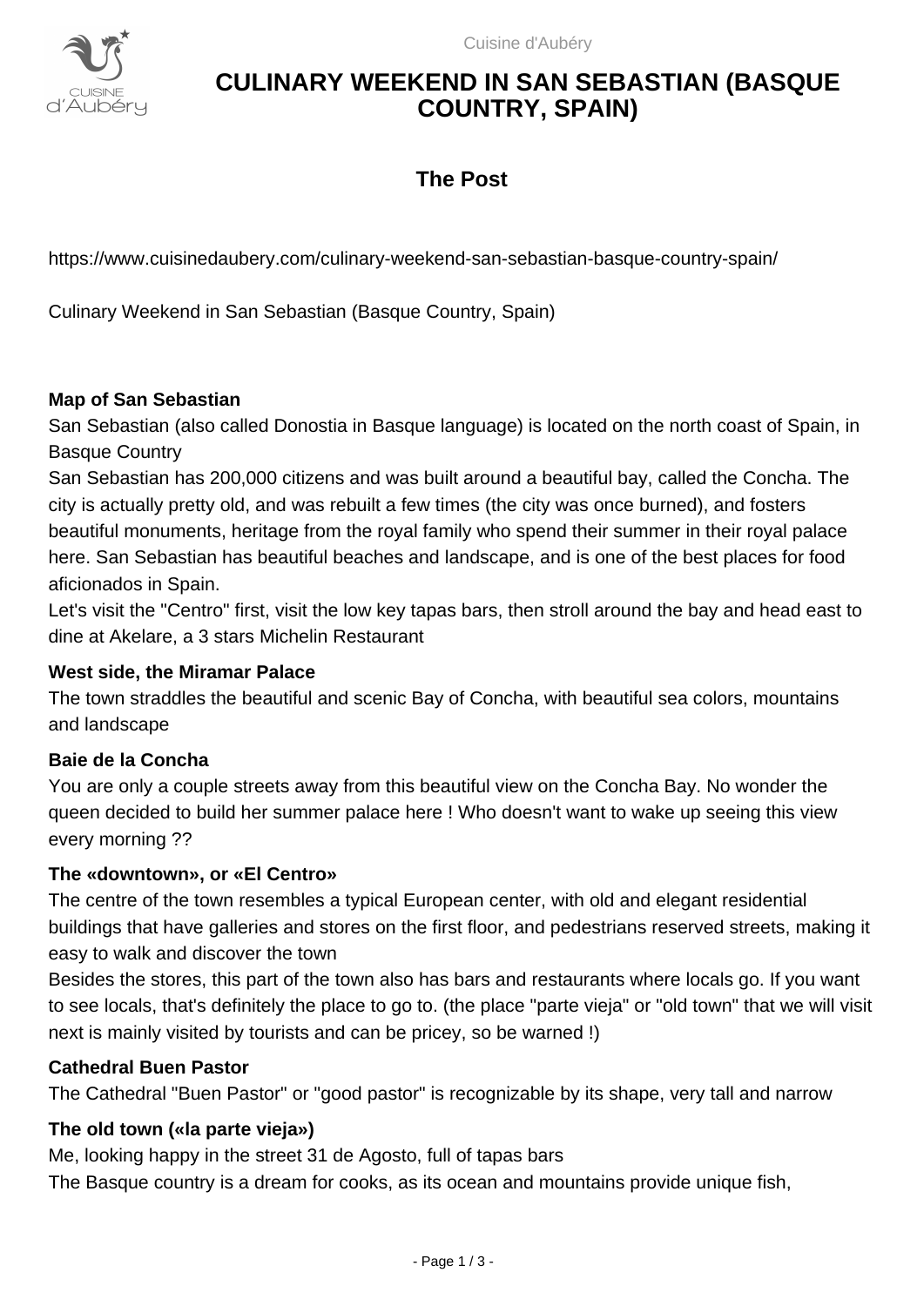# CULINARY WEEKEND IN SAN SEBASTIAN (BASQUE COUNTRY, SPAIN)

## The Post

https://www.cuisinedaubery.com/culinary-weekend-san-sebastian-basque-country-spain/

Culinary Weekend in San Sebastian (Basque Country, Spain)

**Map of San Sebastian**

San Sebastian (also called Donostia in Basque language) is located on the north coast of Spain, in Basque Country

San Sebastian has 200,000 citizens and was built around a beautiful bay, called the Concha. The city is actually pretty old, and was rebuilt a few times (the city was once burned), and fosters beautiful monuments, heritage from the royal family who spend their summer in their royal palace here. San Sebastian has beautiful beaches and landscape, and is one of the best places for food aficionados in Spain.

Let's visit the "Centro" first, visit the low key tapas bars, then stroll around the bay and head east to dine at Akelare, a 3 stars Michelin Restaurant

**West side, the Miramar Palace**

The town straddles the beautiful and scenic Bay of Concha, with beautiful sea colors, mountains and landscape

**Baie de la Concha**

You are only a couple streets away from this beautiful view on the Concha Bay. No wonder the queen decided to build her summer palace here ! Who doesn't want to wake up seeing this view every morning ??

**The «downtown», or «El Centro»**

The centre of the town resembles a typical European center, with old and elegant residential buildings that have galleries and stores on the first floor, and pedestrians reserved streets, making it easy to walk and discover the town

Besides the stores, this part of the town also has bars and restaurants where locals go. If you want to see locals, that's definitely the place to go to. (the place "parte vieja" or "old town" that we will visit next is mainly visited by tourists and can be pricey, so be warned !)

**Cathedral Buen Pastor**

The Cathedral "Buen Pastor" or "good pastor" is recognizable by its shape, very tall and narrow

**The old town («la parte vieja»)**

Me, looking happy in the street 31 de Agosto, full of tapas bars

The Basque country is a dream for cooks, as its ocean and mountains provide unique fish,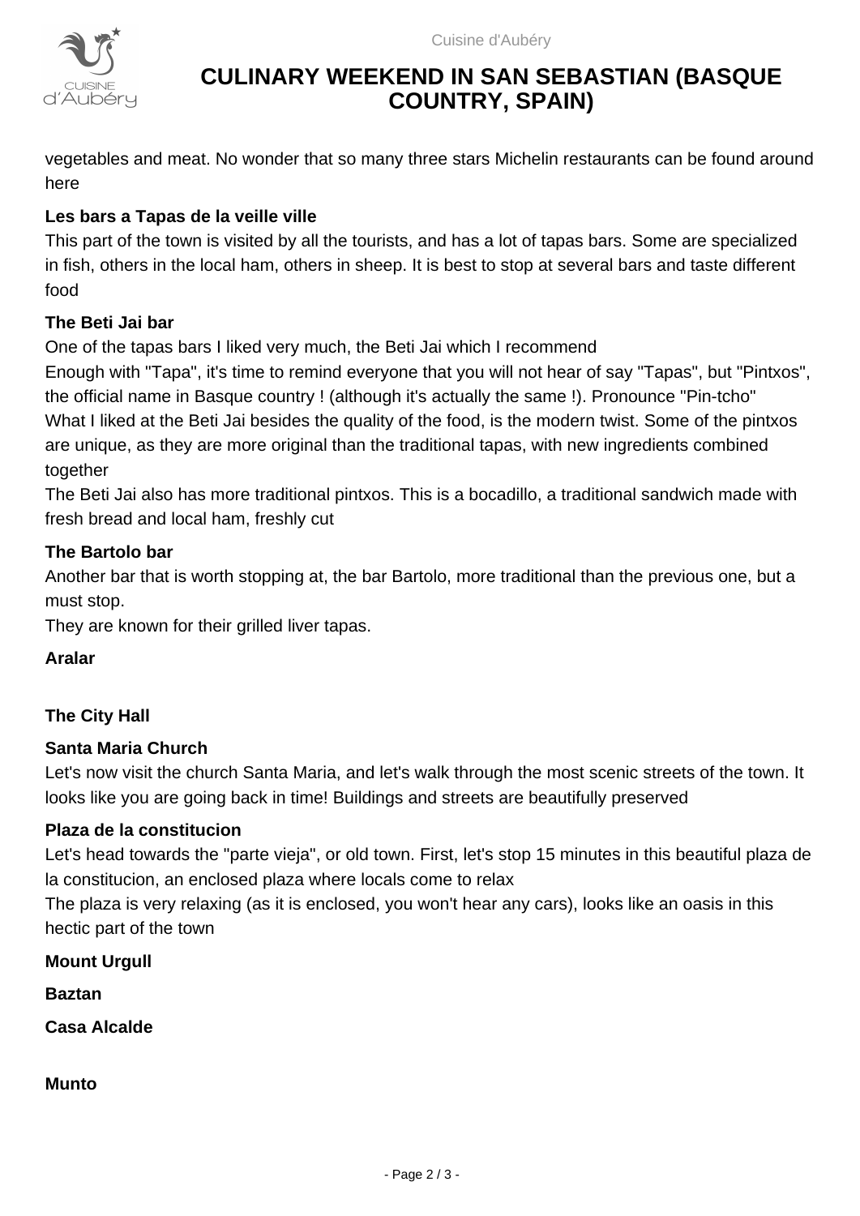vegetables and meat. No wonder that so many three stars Michelin restaurants can be found around here

### Les bars a Tapas de la veille ville

This part of the town is visited by all the tourists, and has a lot of tapas bars. Some are specialized in fish, others in the local ham, others in sheep. It is best to stop at several bars and taste different food

### The Beti Jai bar

One of the tapas bars I liked very much, the Beti Jai which I recommend

Enough with "Tapa", it's time to remind everyone that you will not hear of say "Tapas", but "Pintxos", the official name in Basque country ! (although it's actually the same !). Pronounce "Pin-tcho"

What I liked at the Beti Jai besides the quality of the food, is the modern twist. Some of the pintxos are unique, as they are more original than the traditional tapas, with new ingredients combined together

The Beti Jai also has more traditional pintxos. This is a bocadillo, a traditional sandwich made with fresh bread and local ham, freshly cut

### The Bartolo bar

Another bar that is worth stopping at, the bar Bartolo, more traditional than the previous one, but a must stop.

They are known for their grilled liver tapas.

### Aralar

### The City Hall

### Santa Maria Church

Let's now visit the church Santa Maria, and let's walk through the most scenic streets of the town. It looks like you are going back in time! Buildings and streets are beautifully preserved

### Plaza de la constitucion

Let's head towards the "parte vieja", or old town. First, let's stop 15 minutes in this beautiful plaza de la constitucion, an enclosed plaza where locals come to relax

The plaza is very relaxing (as it is enclosed, you won't hear any cars), looks like an oasis in this hectic part of the town

### Mount Urgull

### Baztan

### Casa Alcalde

### Munto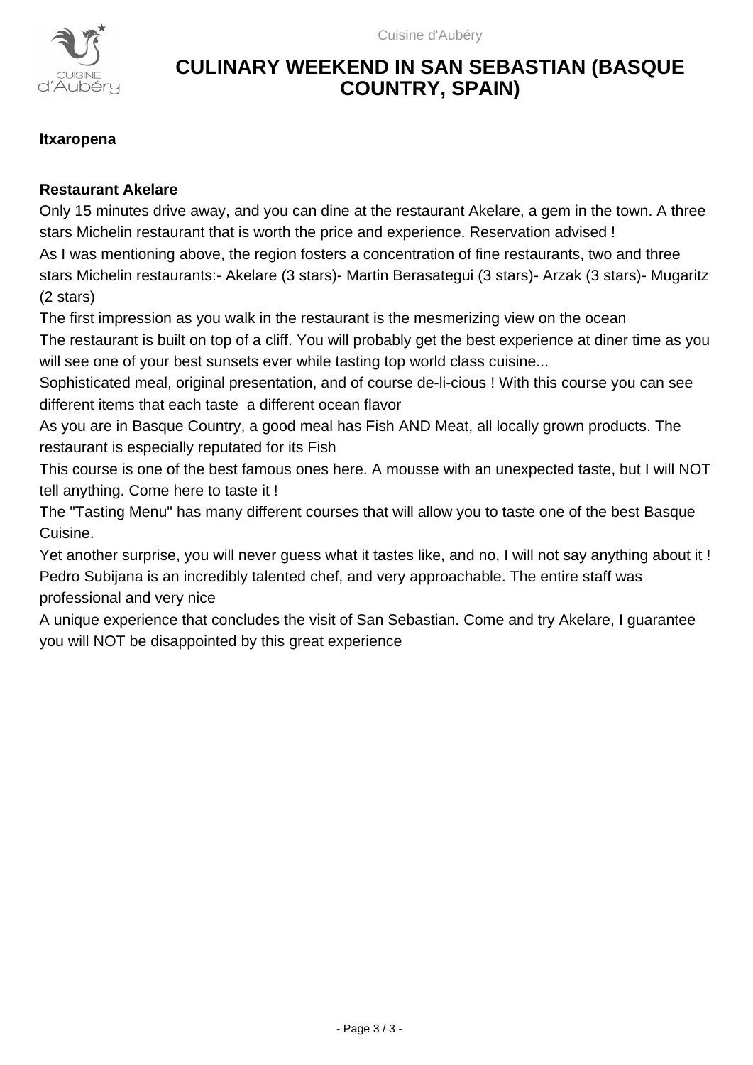# CULINARY WEEKEND IN SAN SEBASTIAN (BASQUE COUNTRY, SPAIN)

**Itxaropena**

**Restaurant Akelare**

Only 15 minutes drive away, and you can dine at the restaurant Akelare, a gem in the town. A three stars Michelin restaurant that is worth the price and experience. Reservation advised !

As I was mentioning above, the region fosters a concentration of fine restaurants, two and three stars Michelin restaurants:- Akelare (3 stars)- Martin Berasategui (3 stars)- Arzak (3 stars)- Mugaritz (2 stars)

The first impression as you walk in the restaurant is the mesmerizing view on the ocean

The restaurant is built on top of a cliff. You will probably get the best experience at diner time as you will see one of your best sunsets ever while tasting top world class cuisine...

Sophisticated meal, original presentation, and of course de-li-cious ! With this course you can see different items that each taste a different ocean flavor

As you are in Basque Country, a good meal has Fish AND Meat, all locally grown products. The restaurant is especially reputated for its Fish

This course is one of the best famous ones here. A mousse with an unexpected taste, but I will NOT tell anything. Come here to taste it !

The "Tasting Menu" has many different courses that will allow you to taste one of the best Basque Cuisine.

Yet another surprise, you will never guess what it tastes like, and no, I will not say anything about it !

Pedro Subijana is an incredibly talented chef, and very approachable. The entire staff was professional and very nice

A unique experience that concludes the visit of San Sebastian. Come and try Akelare, I guarantee you will NOT be disappointed by this great experience